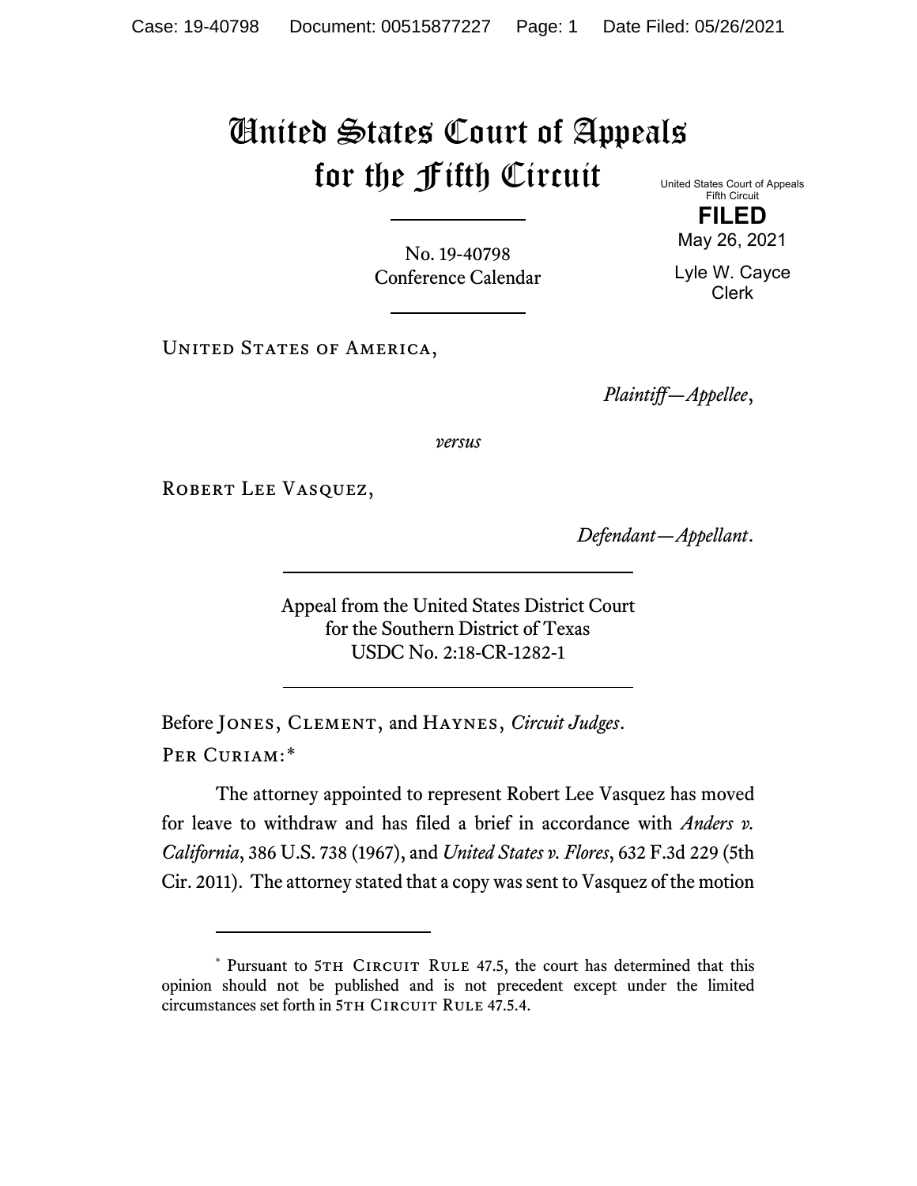# United States Court of Appeals for the Fifth Circuit

United States Court of Appeals
Fifth Circuit

**FILED**

May 26, 2021

Lyle W. Cayce
Clerk

No. 19-40798
Conference Calendar

United States of America,

*Plaintiff—Appellee*,

*versus*

Robert Lee Vasquez,

*Defendant—Appellant*.

Appeal from the United States District Court
for the Southern District of Texas
USDC No. 2:18-CR-1282-1

Before Jones, Clement, and Haynes, *Circuit Judges*.

Per Curiam:*

The attorney appointed to represent Robert Lee Vasquez has moved for leave to withdraw and has filed a brief in accordance with *Anders v. California*, 386 U.S. 738 (1967), and *United States v. Flores*, 632 F.3d 229 (5th Cir. 2011). The attorney stated that a copy was sent to Vasquez of the motion

---

* Pursuant to 5th Circuit Rule 47.5, the court has determined that this opinion should not be published and is not precedent except under the limited circumstances set forth in 5th Circuit Rule 47.5.4.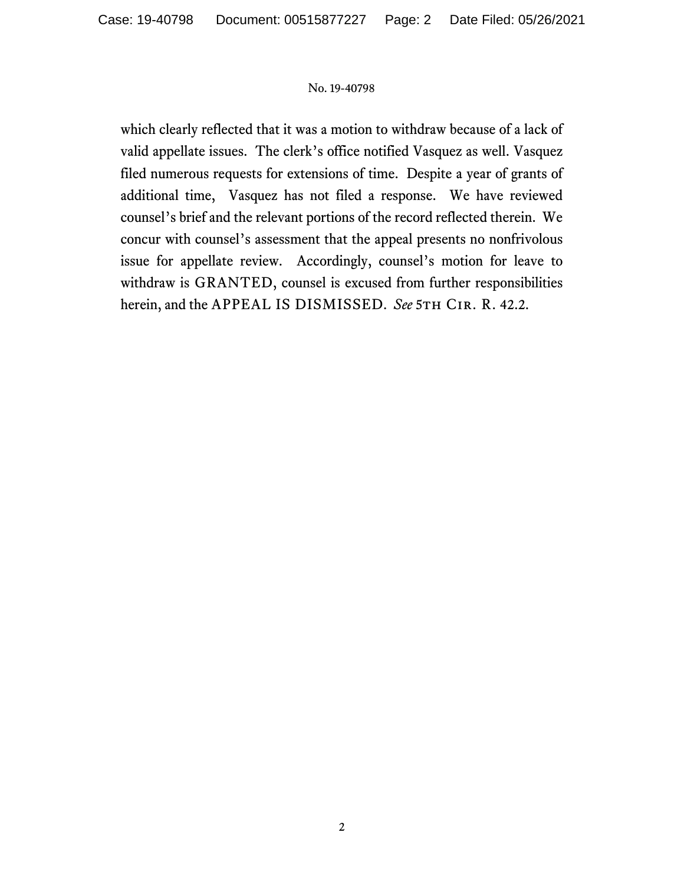which clearly reflected that it was a motion to withdraw because of a lack of valid appellate issues. The clerk's office notified Vasquez as well. Vasquez filed numerous requests for extensions of time. Despite a year of grants of additional time, Vasquez has not filed a response. We have reviewed counsel's brief and the relevant portions of the record reflected therein. We concur with counsel's assessment that the appeal presents no nonfrivolous issue for appellate review. Accordingly, counsel's motion for leave to withdraw is GRANTED, counsel is excused from further responsibilities herein, and the APPEAL IS DISMISSED. *See* 5TH CIR. R. 42.2.